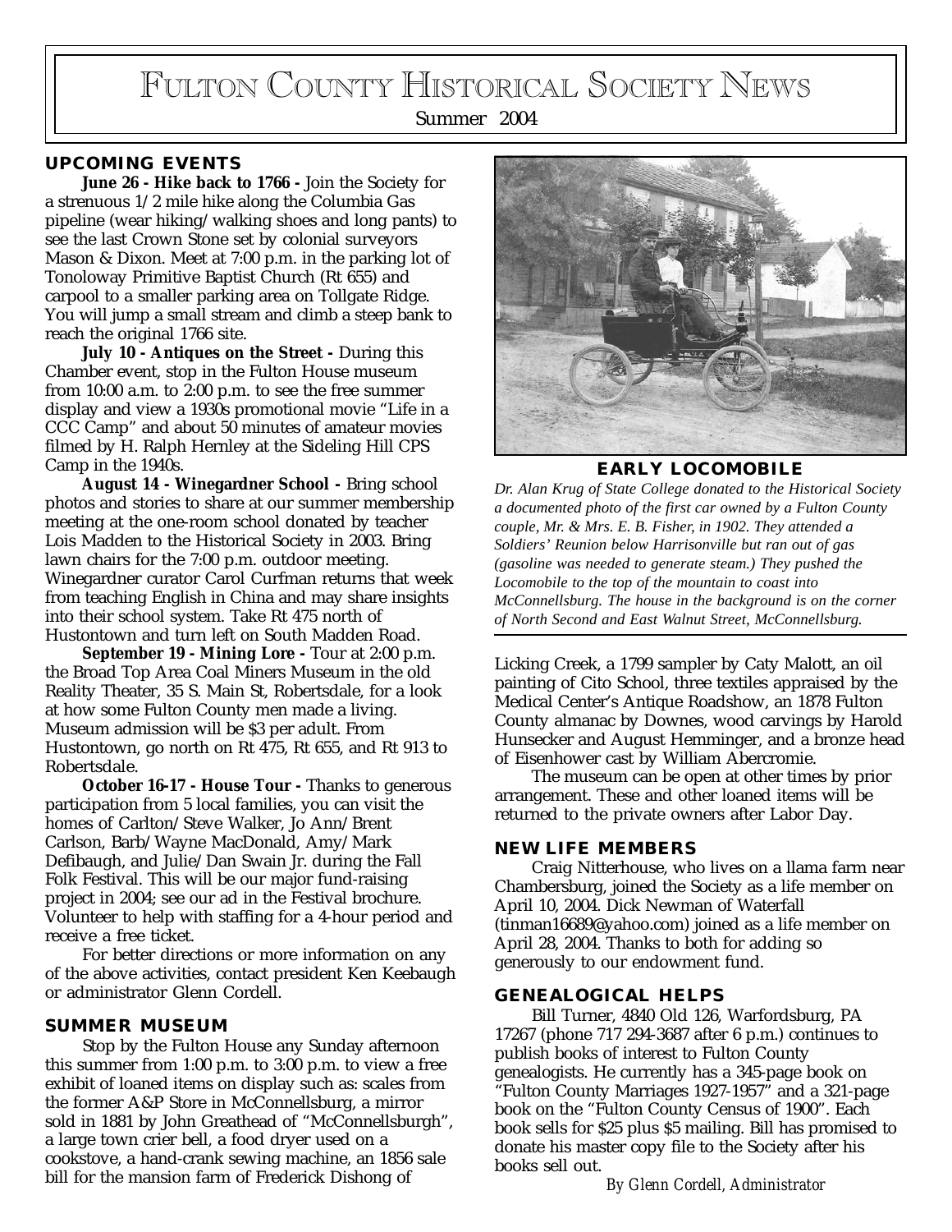# Fulton County Historical Society News

Summer 2004

## UPCOMING EVENTS

**June 26 - Hike back to 1766 -** Join the Society for a strenuous 1/2 mile hike along the Columbia Gas pipeline (wear hiking/walking shoes and long pants) to see the last Crown Stone set by colonial surveyors Mason & Dixon. Meet at 7:00 p.m. in the parking lot of Tonoloway Primitive Baptist Church (Rt 655) and carpool to a smaller parking area on Tollgate Ridge. You will jump a small stream and climb a steep bank to reach the original 1766 site.

**July 10 - Antiques on the Street -** During this Chamber event, stop in the Fulton House museum from 10:00 a.m. to 2:00 p.m. to see the free summer display and view a 1930s promotional movie "Life in a CCC Camp" and about 50 minutes of amateur movies filmed by H. Ralph Hernley at the Sideling Hill CPS Camp in the 1940s.

**August 14 - Winegardner School -** Bring school photos and stories to share at our summer membership meeting at the one-room school donated by teacher Lois Madden to the Historical Society in 2003. Bring lawn chairs for the 7:00 p.m. outdoor meeting. Winegardner curator Carol Curfman returns that week from teaching English in China and may share insights into their school system. Take Rt 475 north of Hustontown and turn left on South Madden Road.

**September 19 - Mining Lore -** Tour at 2:00 p.m. the Broad Top Area Coal Miners Museum in the old Reality Theater, 35 S. Main St, Robertsdale, for a look at how some Fulton County men made a living. Museum admission will be $3 per adult. From Hustontown, go north on Rt 475, Rt 655, and Rt 913 to Robertsdale.

**October 16-17 - House Tour -** Thanks to generous participation from 5 local families, you can visit the homes of Carlton/Steve Walker, Jo Ann/Brent Carlson, Barb/Wayne MacDonald, Amy/Mark Defibaugh, and Julie/Dan Swain Jr. during the Fall Folk Festival. This will be our major fund-raising project in 2004; see our ad in the Festival brochure. Volunteer to help with staffing for a 4-hour period and receive a free ticket.

For better directions or more information on any of the above activities, contact president Ken Keebaugh or administrator Glenn Cordell.

## SUMMER MUSEUM

Stop by the Fulton House any Sunday afternoon this summer from 1:00 p.m. to 3:00 p.m. to view a free exhibit of loaned items on display such as: scales from the former A&P Store in McConnellsburg, a mirror sold in 1881 by John Greathead of "McConnellsburgh", a large town crier bell, a food dryer used on a cookstove, a hand-crank sewing machine, an 1856 sale bill for the mansion farm of Frederick Dishong of Licking Creek, a 1799 sampler by Caty Malott, an oil painting of Cito School, three textiles appraised by the Medical Center's Antique Roadshow, an 1878 Fulton County almanac by Downes, wood carvings by Harold Hunsecker and August Hemminger, and a bronze head of Eisenhower cast by William Abercromie.

The museum can be open at other times by prior arrangement. These and other loaned items will be returned to the private owners after Labor Day.

**EARLY LOCOMOBILE**

*Dr. Alan Krug of State College donated to the Historical Society a documented photo of the first car owned by a Fulton County couple, Mr. & Mrs. E. B. Fisher, in 1902. They attended a Soldiers' Reunion below Harrisonville but ran out of gas (gasoline was needed to generate steam.) They pushed the Locomobile to the top of the mountain to coast into McConnellsburg. The house in the background is on the corner of North Second and East Walnut Street, McConnellsburg.*

## NEW LIFE MEMBERS

Craig Nitterhouse, who lives on a llama farm near Chambersburg, joined the Society as a life member on April 10, 2004. Dick Newman of Waterfall (tinman16689@yahoo.com) joined as a life member on April 28, 2004. Thanks to both for adding so generously to our endowment fund.

## GENEALOGICAL HELPS

Bill Turner, 4840 Old 126, Warfordsburg, PA 17267 (phone 717 294-3687 after 6 p.m.) continues to publish books of interest to Fulton County genealogists. He currently has a 345-page book on "Fulton County Marriages 1927-1957" and a 321-page book on the "Fulton County Census of 1900". Each book sells for $25 plus $5 mailing. Bill has promised to donate his master copy file to the Society after his books sell out.

*By Glenn Cordell, Administrator*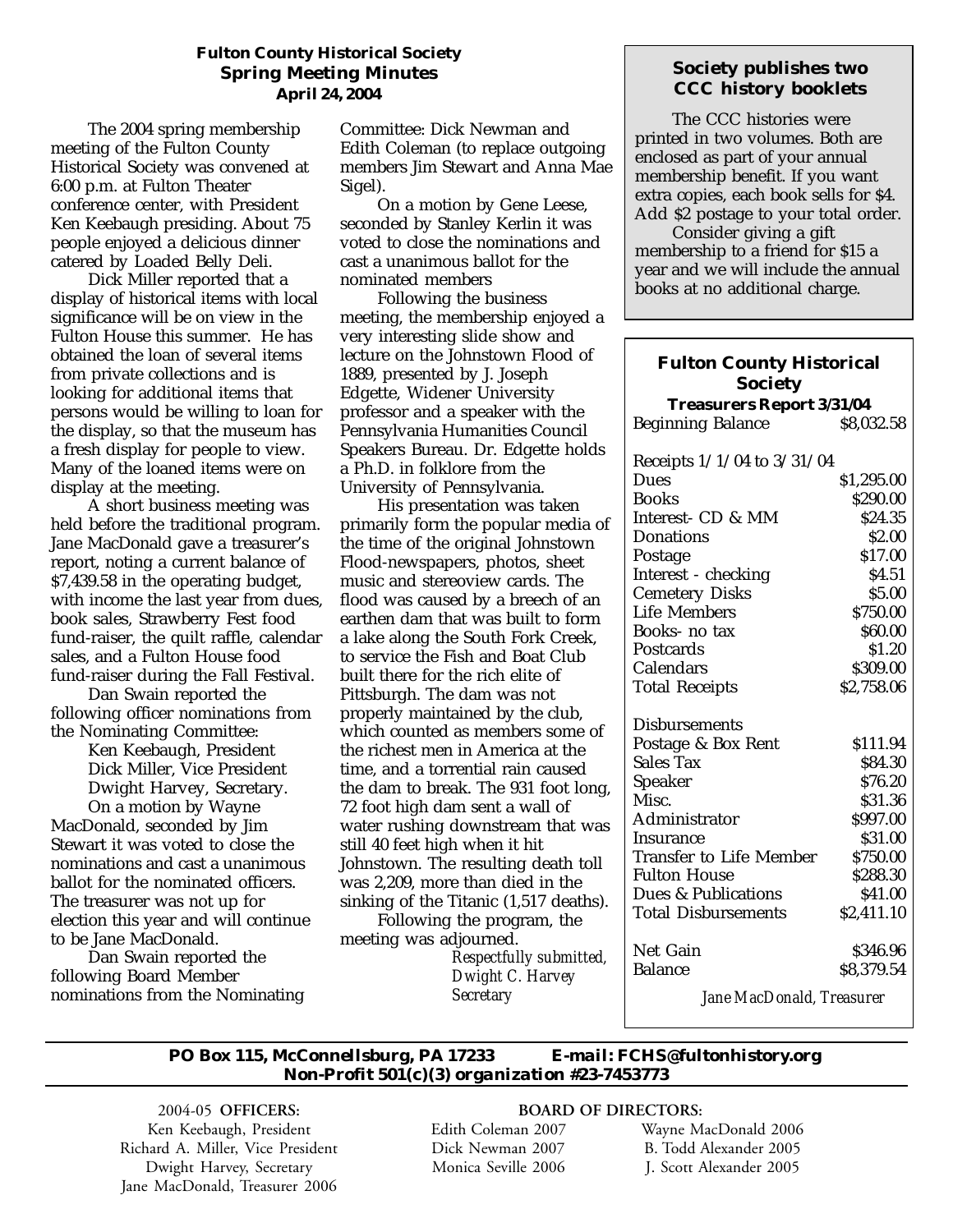## Fulton County Historical Society
### Spring Meeting Minutes
**April 24, 2004**

The 2004 spring membership meeting of the Fulton County Historical Society was convened at 6:00 p.m. at Fulton Theater conference center, with President Ken Keebaugh presiding. About 75 people enjoyed a delicious dinner catered by Loaded Belly Deli.

Dick Miller reported that a display of historical items with local significance will be on view in the Fulton House this summer. He has obtained the loan of several items from private collections and is looking for additional items that persons would be willing to loan for the display, so that the museum has a fresh display for people to view. Many of the loaned items were on display at the meeting.

A short business meeting was held before the traditional program. Jane MacDonald gave a treasurer's report, noting a current balance of $7,439.58 in the operating budget, with income the last year from dues, book sales, Strawberry Fest food fund-raiser, the quilt raffle, calendar sales, and a Fulton House food fund-raiser during the Fall Festival.

Dan Swain reported the following officer nominations from the Nominating Committee:

Ken Keebaugh, President
Dick Miller, Vice President
Dwight Harvey, Secretary.

On a motion by Wayne MacDonald, seconded by Jim Stewart it was voted to close the nominations and cast a unanimous ballot for the nominated officers. The treasurer was not up for election this year and will continue to be Jane MacDonald.

Dan Swain reported the following Board Member nominations from the Nominating Committee: Dick Newman and Edith Coleman (to replace outgoing members Jim Stewart and Anna Mae Sigel).

On a motion by Gene Leese, seconded by Stanley Kerlin it was voted to close the nominations and cast a unanimous ballot for the nominated members

Following the business meeting, the membership enjoyed a very interesting slide show and lecture on the Johnstown Flood of 1889, presented by J. Joseph Edgette, Widener University professor and a speaker with the Pennsylvania Humanities Council Speakers Bureau. Dr. Edgette holds a Ph.D. in folklore from the University of Pennsylvania.

His presentation was taken primarily form the popular media of the time of the original Johnstown Flood-newspapers, photos, sheet music and stereoview cards. The flood was caused by a breech of an earthen dam that was built to form a lake along the South Fork Creek, to service the Fish and Boat Club built there for the rich elite of Pittsburgh. The dam was not properly maintained by the club, which counted as members some of the richest men in America at the time, and a torrential rain caused the dam to break. The 931 foot long, 72 foot high dam sent a wall of water rushing downstream that was still 40 feet high when it hit Johnstown. The resulting death toll was 2,209, more than died in the sinking of the Titanic (1,517 deaths).

Following the program, the meeting was adjourned.

*Respectfully submitted,*
*Dwight C. Harvey*
*Secretary*

### Society publishes two CCC history booklets

The CCC histories were printed in two volumes. Both are enclosed as part of your annual membership benefit. If you want extra copies, each book sells for $4. Add $2 postage to your total order.

Consider giving a gift membership to a friend for $15 a year and we will include the annual books at no additional charge.

### Fulton County Historical Society
**Treasurers Report 3/31/04**

| | |
|---|---|
| Beginning Balance | $8,032.58 |
| Receipts 1/1/04 to 3/31/04 | |
| Dues | $1,295.00 |
| Books | $290.00 |
| Interest- CD & MM | $24.35 |
| Donations | $2.00 |
| Postage | $17.00 |
| Interest - checking | $4.51 |
| Cemetery Disks | $5.00 |
| Life Members | $750.00 |
| Books- no tax | $60.00 |
| Postcards | $1.20 |
| Calendars | $309.00 |
| Total Receipts | $2,758.06 |
| Disbursements | |
| Postage & Box Rent | $111.94 |
| Sales Tax | $84.30 |
| Speaker | $76.20 |
| Misc. | $31.36 |
| Administrator | $997.00 |
| Insurance | $31.00 |
| Transfer to Life Member | $750.00 |
| Fulton House | $288.30 |
| Dues & Publications | $41.00 |
| Total Disbursements | $2,411.10 |
| Net Gain | $346.96 |
| Balance | $8,379.54 |

*Jane MacDonald, Treasurer*

---

**PO Box 115, McConnellsburg, PA 17233 E-mail: FCHS@fultonhistory.org**
**Non-Profit 501(c)(3) organization #23-7453773**

---

2004-05 **OFFICERS:**
Ken Keebaugh, President
Richard A. Miller, Vice President
Dwight Harvey, Secretary
Jane MacDonald, Treasurer 2006

**BOARD OF DIRECTORS:**
Edith Coleman 2007
Dick Newman 2007
Monica Seville 2006
Wayne MacDonald 2006
B. Todd Alexander 2005
J. Scott Alexander 2005